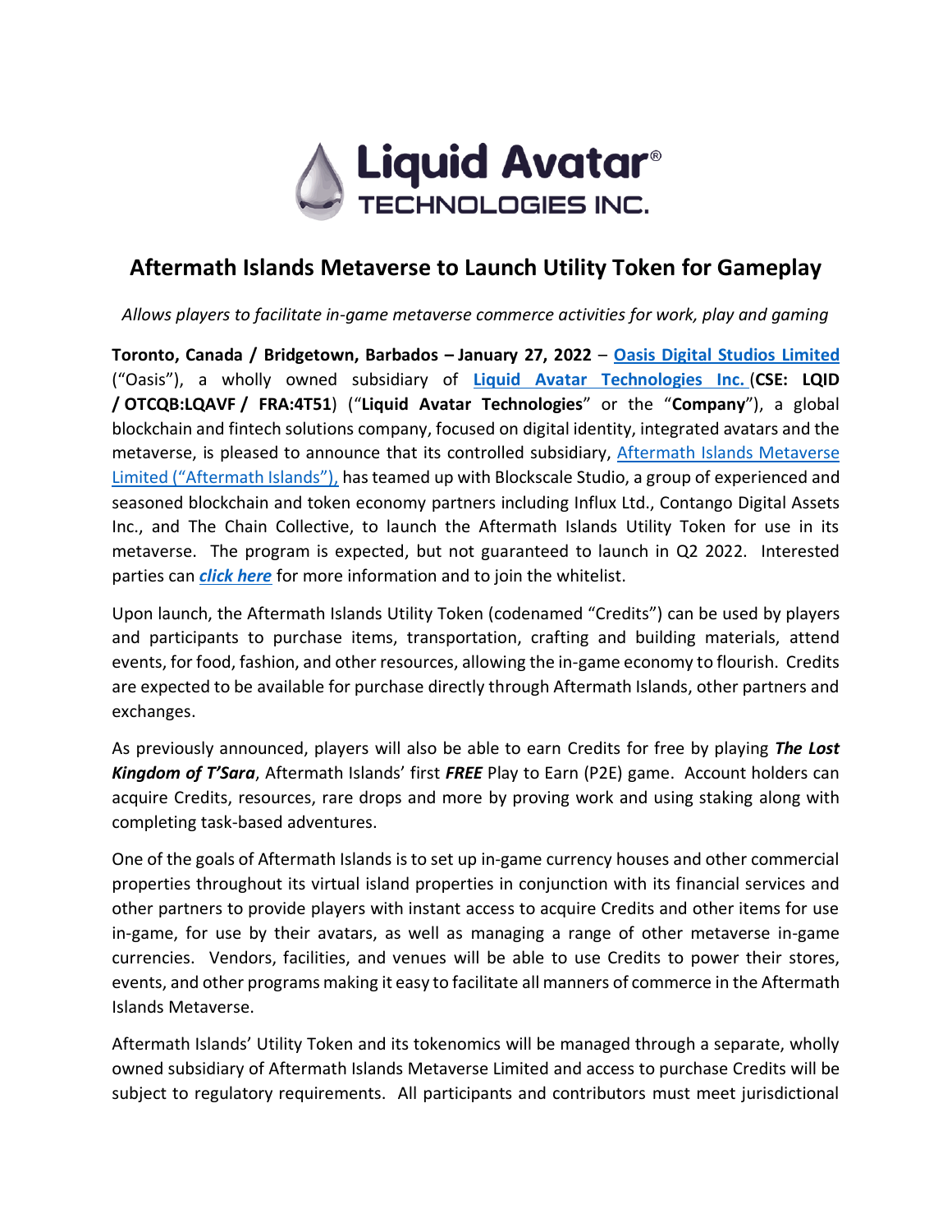# Aftermath Islands Metaverse to Launch Utility Token for Gameplay

*Allows players to facilitate in-game metaverse commerce activities for work, play and gaming*

**Toronto, Canada / Bridgetown, Barbados – January 27, 2022** – **Oasis Digital Studios Limited** ("Oasis"), a wholly owned subsidiary of **Liquid Avatar Technologies Inc.** (**CSE: LQID / OTCQB:LQAVF / FRA:4T51**) ("**Liquid Avatar Technologies**" or the "**Company**"), a global blockchain and fintech solutions company, focused on digital identity, integrated avatars and the metaverse, is pleased to announce that its controlled subsidiary, Aftermath Islands Metaverse Limited ("Aftermath Islands"), has teamed up with Blockscale Studio, a group of experienced and seasoned blockchain and token economy partners including Influx Ltd., Contango Digital Assets Inc., and The Chain Collective, to launch the Aftermath Islands Utility Token for use in its metaverse. The program is expected, but not guaranteed to launch in Q2 2022. Interested parties can ***click here*** for more information and to join the whitelist.

Upon launch, the Aftermath Islands Utility Token (codenamed "Credits") can be used by players and participants to purchase items, transportation, crafting and building materials, attend events, for food, fashion, and other resources, allowing the in-game economy to flourish. Credits are expected to be available for purchase directly through Aftermath Islands, other partners and exchanges.

As previously announced, players will also be able to earn Credits for free by playing ***The Lost Kingdom of T'Sara***, Aftermath Islands' first ***FREE*** Play to Earn (P2E) game. Account holders can acquire Credits, resources, rare drops and more by proving work and using staking along with completing task-based adventures.

One of the goals of Aftermath Islands is to set up in-game currency houses and other commercial properties throughout its virtual island properties in conjunction with its financial services and other partners to provide players with instant access to acquire Credits and other items for use in-game, for use by their avatars, as well as managing a range of other metaverse in-game currencies. Vendors, facilities, and venues will be able to use Credits to power their stores, events, and other programs making it easy to facilitate all manners of commerce in the Aftermath Islands Metaverse.

Aftermath Islands' Utility Token and its tokenomics will be managed through a separate, wholly owned subsidiary of Aftermath Islands Metaverse Limited and access to purchase Credits will be subject to regulatory requirements. All participants and contributors must meet jurisdictional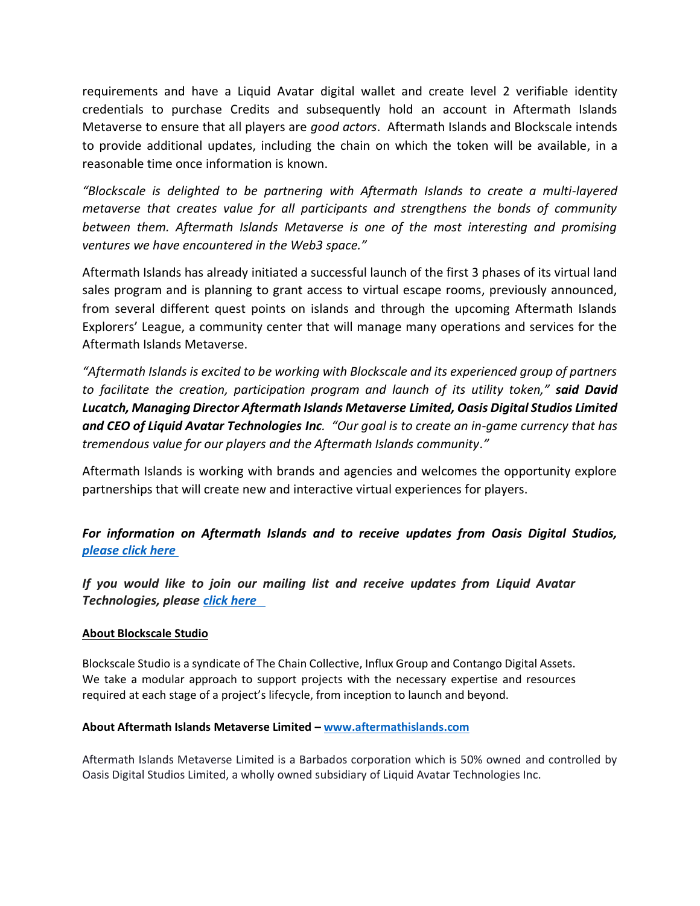requirements and have a Liquid Avatar digital wallet and create level 2 verifiable identity credentials to purchase Credits and subsequently hold an account in Aftermath Islands Metaverse to ensure that all players are *good actors*. Aftermath Islands and Blockscale intends to provide additional updates, including the chain on which the token will be available, in a reasonable time once information is known.

*"Blockscale is delighted to be partnering with Aftermath Islands to create a multi-layered metaverse that creates value for all participants and strengthens the bonds of community between them. Aftermath Islands Metaverse is one of the most interesting and promising ventures we have encountered in the Web3 space."*

Aftermath Islands has already initiated a successful launch of the first 3 phases of its virtual land sales program and is planning to grant access to virtual escape rooms, previously announced, from several different quest points on islands and through the upcoming Aftermath Islands Explorers' League, a community center that will manage many operations and services for the Aftermath Islands Metaverse.

*"Aftermath Islands is excited to be working with Blockscale and its experienced group of partners to facilitate the creation, participation program and launch of its utility token,"* ***said David Lucatch, Managing Director Aftermath Islands Metaverse Limited, Oasis Digital Studios Limited and CEO of Liquid Avatar Technologies Inc****. "Our goal is to create an in-game currency that has tremendous value for our players and the Aftermath Islands community."*

Aftermath Islands is working with brands and agencies and welcomes the opportunity explore partnerships that will create new and interactive virtual experiences for players.

***For information on Aftermath Islands and to receive updates from Oasis Digital Studios, [please click here](#)***

***If you would like to join our mailing list and receive updates from Liquid Avatar Technologies, please [click here](#)***

**About Blockscale Studio**

Blockscale Studio is a syndicate of The Chain Collective, Influx Group and Contango Digital Assets. We take a modular approach to support projects with the necessary expertise and resources required at each stage of a project's lifecycle, from inception to launch and beyond.

**About Aftermath Islands Metaverse Limited – [www.aftermathislands.com](www.aftermathislands.com)**

Aftermath Islands Metaverse Limited is a Barbados corporation which is 50% owned and controlled by Oasis Digital Studios Limited, a wholly owned subsidiary of Liquid Avatar Technologies Inc.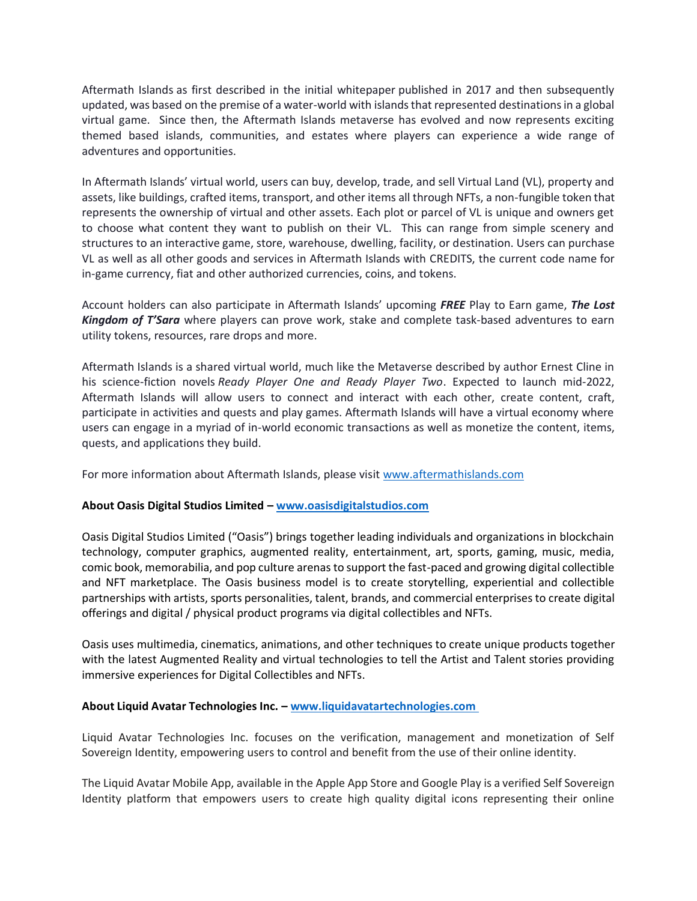Aftermath Islands as first described in the initial whitepaper published in 2017 and then subsequently updated, was based on the premise of a water-world with islands that represented destinations in a global virtual game. Since then, the Aftermath Islands metaverse has evolved and now represents exciting themed based islands, communities, and estates where players can experience a wide range of adventures and opportunities.

In Aftermath Islands' virtual world, users can buy, develop, trade, and sell Virtual Land (VL), property and assets, like buildings, crafted items, transport, and other items all through NFTs, a non-fungible token that represents the ownership of virtual and other assets. Each plot or parcel of VL is unique and owners get to choose what content they want to publish on their VL. This can range from simple scenery and structures to an interactive game, store, warehouse, dwelling, facility, or destination. Users can purchase VL as well as all other goods and services in Aftermath Islands with CREDITS, the current code name for in-game currency, fiat and other authorized currencies, coins, and tokens.

Account holders can also participate in Aftermath Islands' upcoming ***FREE*** Play to Earn game, ***The Lost Kingdom of T'Sara*** where players can prove work, stake and complete task-based adventures to earn utility tokens, resources, rare drops and more.

Aftermath Islands is a shared virtual world, much like the Metaverse described by author Ernest Cline in his science-fiction novels *Ready Player One and Ready Player Two*. Expected to launch mid-2022, Aftermath Islands will allow users to connect and interact with each other, create content, craft, participate in activities and quests and play games. Aftermath Islands will have a virtual economy where users can engage in a myriad of in-world economic transactions as well as monetize the content, items, quests, and applications they build.

For more information about Aftermath Islands, please visit www.aftermathislands.com

**About Oasis Digital Studios Limited – www.oasisdigitalstudios.com**

Oasis Digital Studios Limited ("Oasis") brings together leading individuals and organizations in blockchain technology, computer graphics, augmented reality, entertainment, art, sports, gaming, music, media, comic book, memorabilia, and pop culture arenas to support the fast-paced and growing digital collectible and NFT marketplace. The Oasis business model is to create storytelling, experiential and collectible partnerships with artists, sports personalities, talent, brands, and commercial enterprises to create digital offerings and digital / physical product programs via digital collectibles and NFTs.

Oasis uses multimedia, cinematics, animations, and other techniques to create unique products together with the latest Augmented Reality and virtual technologies to tell the Artist and Talent stories providing immersive experiences for Digital Collectibles and NFTs.

**About Liquid Avatar Technologies Inc. – www.liquidavatartechnologies.com**

Liquid Avatar Technologies Inc. focuses on the verification, management and monetization of Self Sovereign Identity, empowering users to control and benefit from the use of their online identity.

The Liquid Avatar Mobile App, available in the Apple App Store and Google Play is a verified Self Sovereign Identity platform that empowers users to create high quality digital icons representing their online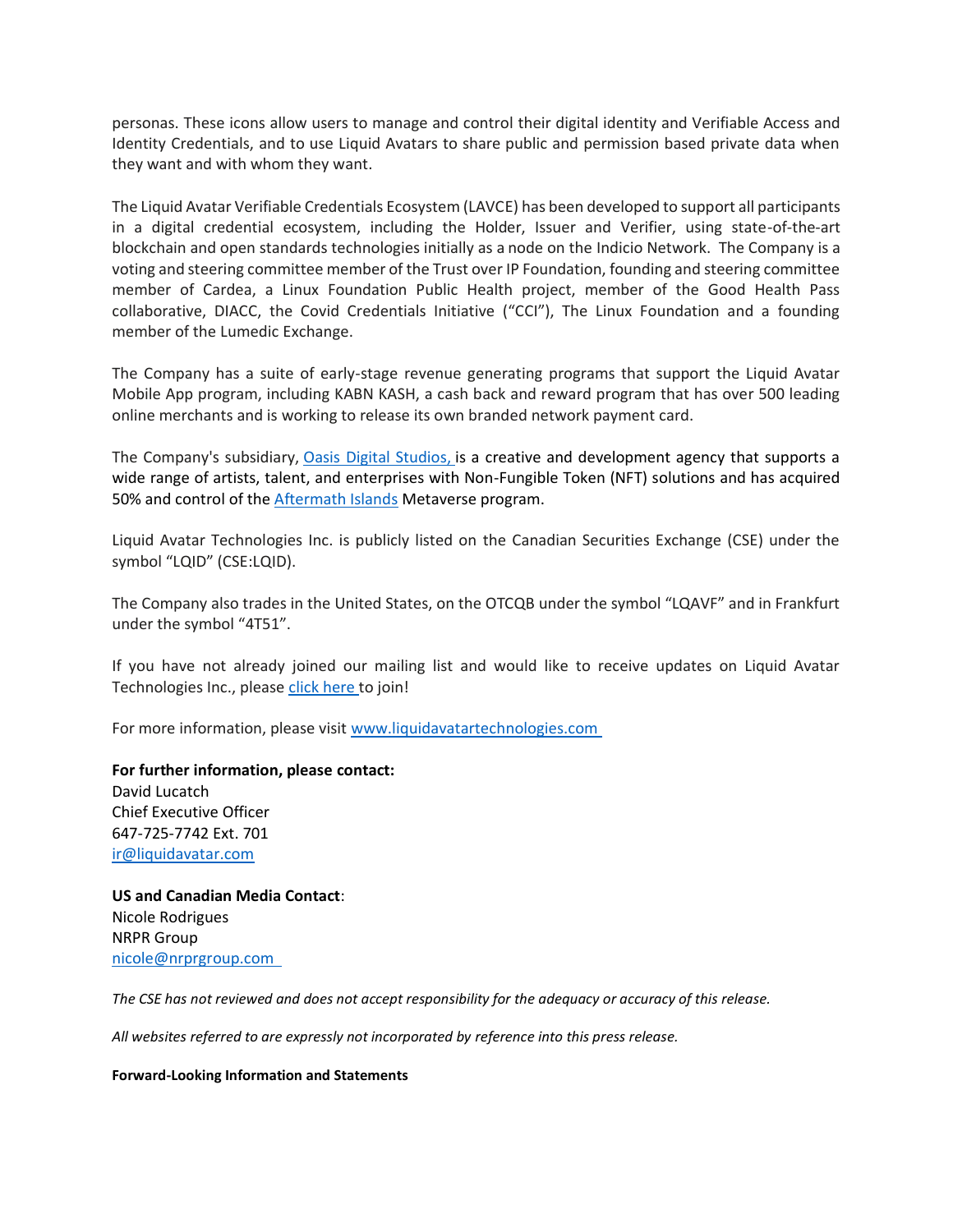personas. These icons allow users to manage and control their digital identity and Verifiable Access and Identity Credentials, and to use Liquid Avatars to share public and permission based private data when they want and with whom they want.

The Liquid Avatar Verifiable Credentials Ecosystem (LAVCE) has been developed to support all participants in a digital credential ecosystem, including the Holder, Issuer and Verifier, using state-of-the-art blockchain and open standards technologies initially as a node on the Indicio Network. The Company is a voting and steering committee member of the Trust over IP Foundation, founding and steering committee member of Cardea, a Linux Foundation Public Health project, member of the Good Health Pass collaborative, DIACC, the Covid Credentials Initiative ("CCI"), The Linux Foundation and a founding member of the Lumedic Exchange.

The Company has a suite of early-stage revenue generating programs that support the Liquid Avatar Mobile App program, including KABN KASH, a cash back and reward program that has over 500 leading online merchants and is working to release its own branded network payment card.

The Company's subsidiary, Oasis Digital Studios, is a creative and development agency that supports a wide range of artists, talent, and enterprises with Non-Fungible Token (NFT) solutions and has acquired 50% and control of the Aftermath Islands Metaverse program.

Liquid Avatar Technologies Inc. is publicly listed on the Canadian Securities Exchange (CSE) under the symbol "LQID" (CSE:LQID).

The Company also trades in the United States, on the OTCQB under the symbol "LQAVF" and in Frankfurt under the symbol "4T51".

If you have not already joined our mailing list and would like to receive updates on Liquid Avatar Technologies Inc., please click here to join!

For more information, please visit www.liquidavatartechnologies.com

**For further information, please contact:**
David Lucatch
Chief Executive Officer
647-725-7742 Ext. 701
ir@liquidavatar.com

**US and Canadian Media Contact**:
Nicole Rodrigues
NRPR Group
nicole@nrprgroup.com

*The CSE has not reviewed and does not accept responsibility for the adequacy or accuracy of this release.*

*All websites referred to are expressly not incorporated by reference into this press release.*

**Forward-Looking Information and Statements**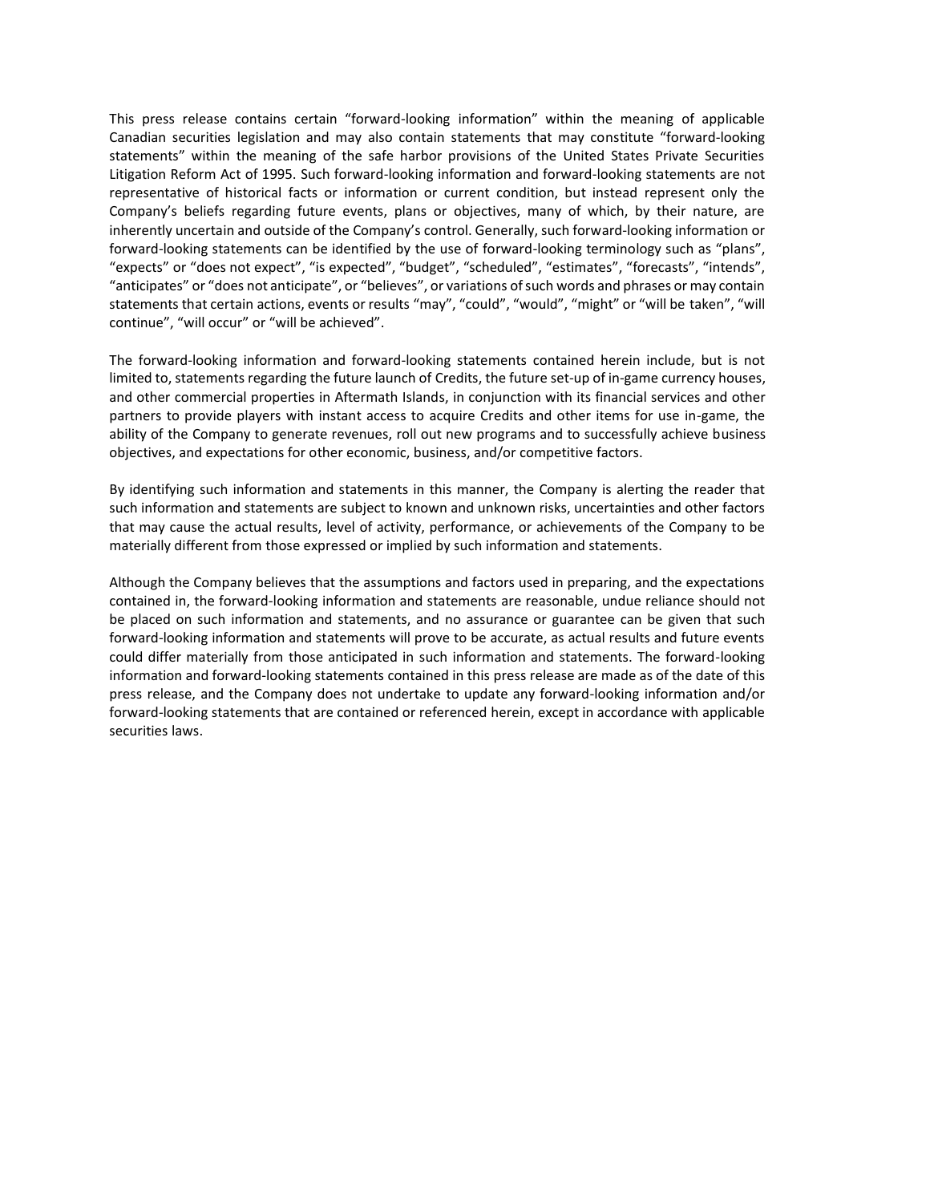This press release contains certain "forward-looking information" within the meaning of applicable Canadian securities legislation and may also contain statements that may constitute "forward-looking statements" within the meaning of the safe harbor provisions of the United States Private Securities Litigation Reform Act of 1995. Such forward-looking information and forward-looking statements are not representative of historical facts or information or current condition, but instead represent only the Company's beliefs regarding future events, plans or objectives, many of which, by their nature, are inherently uncertain and outside of the Company's control. Generally, such forward-looking information or forward-looking statements can be identified by the use of forward-looking terminology such as "plans", "expects" or "does not expect", "is expected", "budget", "scheduled", "estimates", "forecasts", "intends", "anticipates" or "does not anticipate", or "believes", or variations of such words and phrases or may contain statements that certain actions, events or results "may", "could", "would", "might" or "will be taken", "will continue", "will occur" or "will be achieved".

The forward-looking information and forward-looking statements contained herein include, but is not limited to, statements regarding the future launch of Credits, the future set-up of in-game currency houses, and other commercial properties in Aftermath Islands, in conjunction with its financial services and other partners to provide players with instant access to acquire Credits and other items for use in-game, the ability of the Company to generate revenues, roll out new programs and to successfully achieve business objectives, and expectations for other economic, business, and/or competitive factors.

By identifying such information and statements in this manner, the Company is alerting the reader that such information and statements are subject to known and unknown risks, uncertainties and other factors that may cause the actual results, level of activity, performance, or achievements of the Company to be materially different from those expressed or implied by such information and statements.

Although the Company believes that the assumptions and factors used in preparing, and the expectations contained in, the forward-looking information and statements are reasonable, undue reliance should not be placed on such information and statements, and no assurance or guarantee can be given that such forward-looking information and statements will prove to be accurate, as actual results and future events could differ materially from those anticipated in such information and statements. The forward-looking information and forward-looking statements contained in this press release are made as of the date of this press release, and the Company does not undertake to update any forward-looking information and/or forward-looking statements that are contained or referenced herein, except in accordance with applicable securities laws.